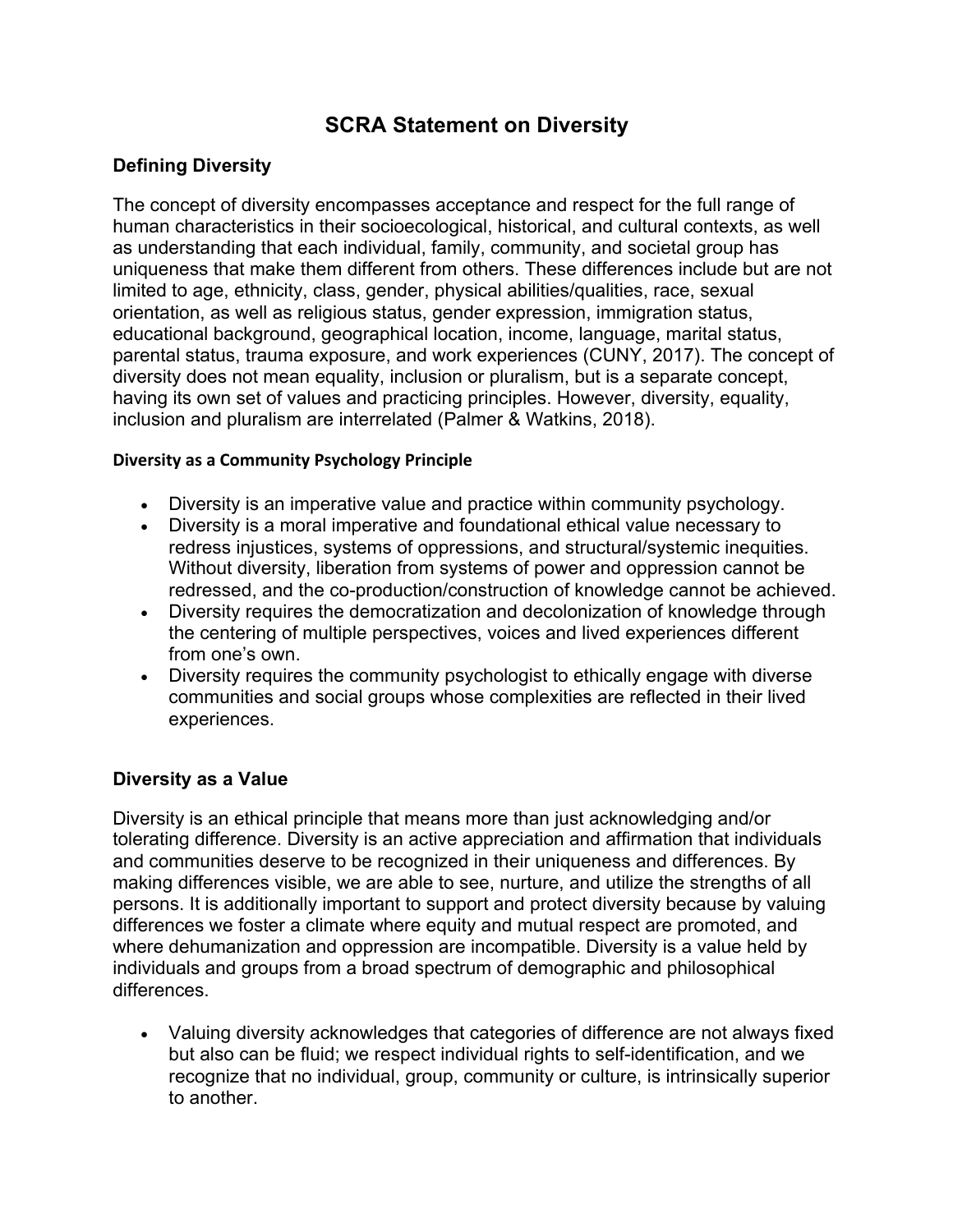# SCRA Statement on Diversity

## Defining Diversity

The concept of diversity encompasses acceptance and respect for the full range of human characteristics in their socioecological, historical, and cultural contexts, as well as understanding that each individual, family, community, and societal group has uniqueness that make them different from others. These differences include but are not limited to age, ethnicity, class, gender, physical abilities/qualities, race, sexual orientation, as well as religious status, gender expression, immigration status, educational background, geographical location, income, language, marital status, parental status, trauma exposure, and work experiences (CUNY, 2017). The concept of diversity does not mean equality, inclusion or pluralism, but is a separate concept, having its own set of values and practicing principles. However, diversity, equality, inclusion and pluralism are interrelated (Palmer & Watkins, 2018).

### Diversity as a Community Psychology Principle

- Diversity is an imperative value and practice within community psychology.
- Diversity is a moral imperative and foundational ethical value necessary to redress injustices, systems of oppressions, and structural/systemic inequities. Without diversity, liberation from systems of power and oppression cannot be redressed, and the co-production/construction of knowledge cannot be achieved.
- Diversity requires the democratization and decolonization of knowledge through the centering of multiple perspectives, voices and lived experiences different from one's own.
- Diversity requires the community psychologist to ethically engage with diverse communities and social groups whose complexities are reflected in their lived experiences.

## Diversity as a Value

Diversity is an ethical principle that means more than just acknowledging and/or tolerating difference. Diversity is an active appreciation and affirmation that individuals and communities deserve to be recognized in their uniqueness and differences. By making differences visible, we are able to see, nurture, and utilize the strengths of all persons. It is additionally important to support and protect diversity because by valuing differences we foster a climate where equity and mutual respect are promoted, and where dehumanization and oppression are incompatible. Diversity is a value held by individuals and groups from a broad spectrum of demographic and philosophical differences.

- Valuing diversity acknowledges that categories of difference are not always fixed but also can be fluid; we respect individual rights to self-identification, and we recognize that no individual, group, community or culture, is intrinsically superior to another.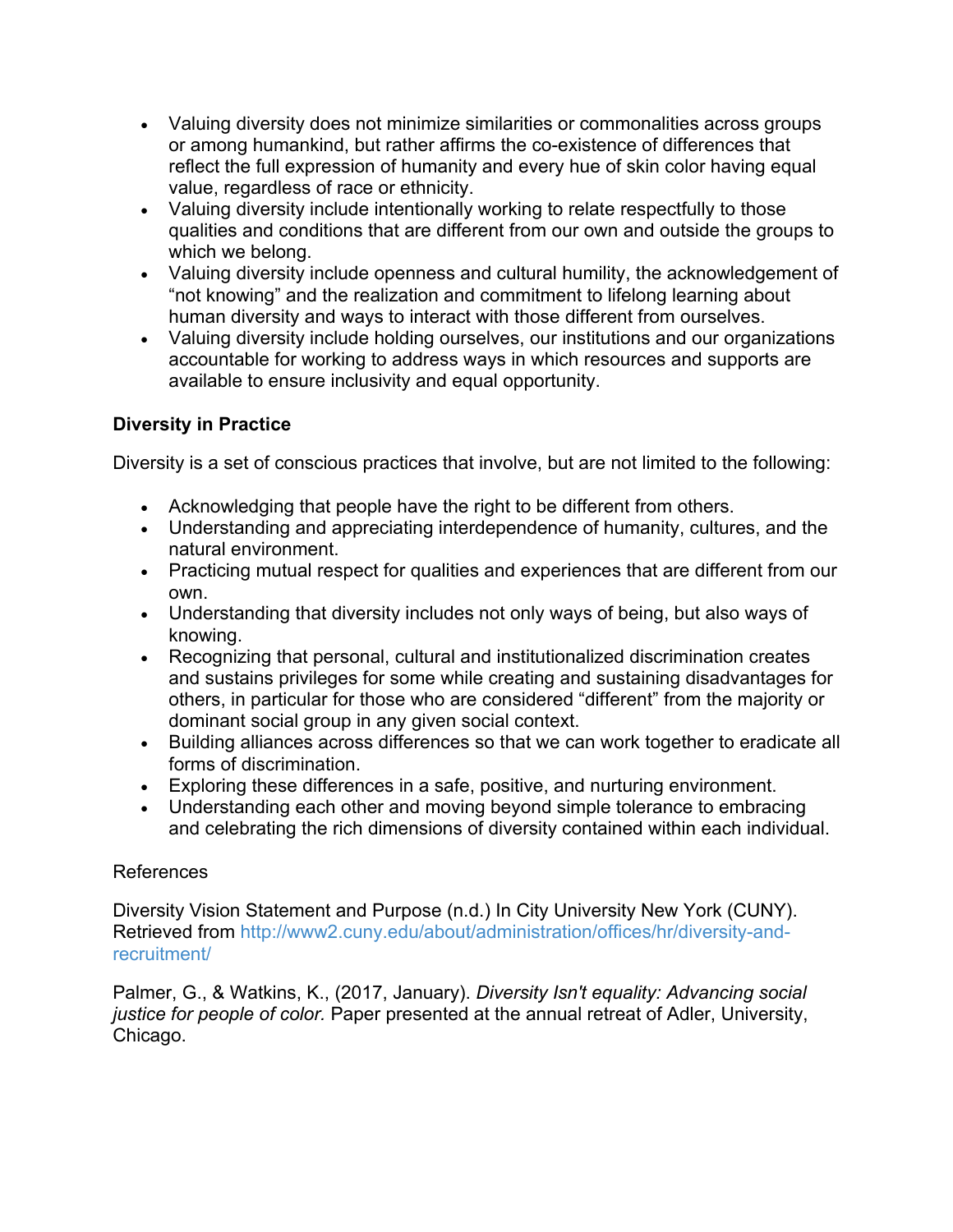- Valuing diversity does not minimize similarities or commonalities across groups or among humankind, but rather affirms the co-existence of differences that reflect the full expression of humanity and every hue of skin color having equal value, regardless of race or ethnicity.
- Valuing diversity include intentionally working to relate respectfully to those qualities and conditions that are different from our own and outside the groups to which we belong.
- Valuing diversity include openness and cultural humility, the acknowledgement of "not knowing" and the realization and commitment to lifelong learning about human diversity and ways to interact with those different from ourselves.
- Valuing diversity include holding ourselves, our institutions and our organizations accountable for working to address ways in which resources and supports are available to ensure inclusivity and equal opportunity.

**Diversity in Practice**

Diversity is a set of conscious practices that involve, but are not limited to the following:

- Acknowledging that people have the right to be different from others.
- Understanding and appreciating interdependence of humanity, cultures, and the natural environment.
- Practicing mutual respect for qualities and experiences that are different from our own.
- Understanding that diversity includes not only ways of being, but also ways of knowing.
- Recognizing that personal, cultural and institutionalized discrimination creates and sustains privileges for some while creating and sustaining disadvantages for others, in particular for those who are considered "different" from the majority or dominant social group in any given social context.
- Building alliances across differences so that we can work together to eradicate all forms of discrimination.
- Exploring these differences in a safe, positive, and nurturing environment.
- Understanding each other and moving beyond simple tolerance to embracing and celebrating the rich dimensions of diversity contained within each individual.

References

Diversity Vision Statement and Purpose (n.d.) In City University New York (CUNY). Retrieved from http://www2.cuny.edu/about/administration/offices/hr/diversity-and-recruitment/

Palmer, G., & Watkins, K., (2017, January). *Diversity Isn't equality: Advancing social justice for people of color.* Paper presented at the annual retreat of Adler, University, Chicago.